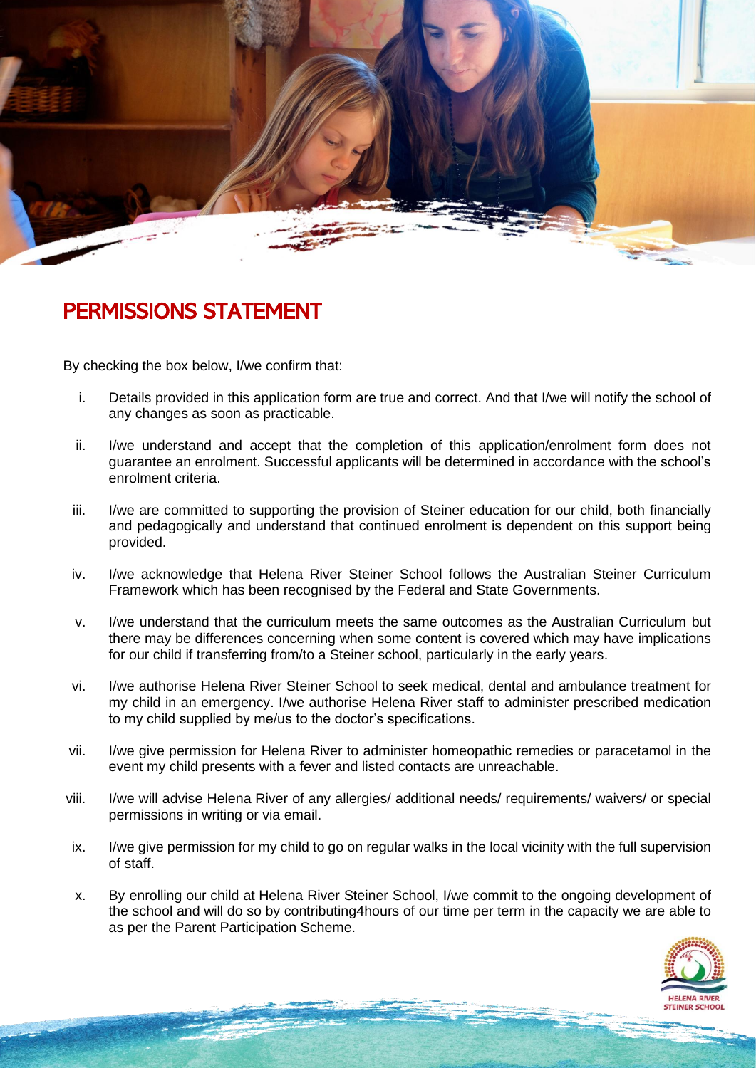# PERMISSIONS STATEMENT

By checking the box below, I/we confirm that:

i. Details provided in this application form are true and correct. And that I/we will notify the school of any changes as soon as practicable.

ii. I/we understand and accept that the completion of this application/enrolment form does not guarantee an enrolment. Successful applicants will be determined in accordance with the school's enrolment criteria.

iii. I/we are committed to supporting the provision of Steiner education for our child, both financially and pedagogically and understand that continued enrolment is dependent on this support being provided.

iv. I/we acknowledge that Helena River Steiner School follows the Australian Steiner Curriculum Framework which has been recognised by the Federal and State Governments.

v. I/we understand that the curriculum meets the same outcomes as the Australian Curriculum but there may be differences concerning when some content is covered which may have implications for our child if transferring from/to a Steiner school, particularly in the early years.

vi. I/we authorise Helena River Steiner School to seek medical, dental and ambulance treatment for my child in an emergency. I/we authorise Helena River staff to administer prescribed medication to my child supplied by me/us to the doctor's specifications.

vii. I/we give permission for Helena River to administer homeopathic remedies or paracetamol in the event my child presents with a fever and listed contacts are unreachable.

viii. I/we will advise Helena River of any allergies/ additional needs/ requirements/ waivers/ or special permissions in writing or via email.

ix. I/we give permission for my child to go on regular walks in the local vicinity with the full supervision of staff.

x. By enrolling our child at Helena River Steiner School, I/we commit to the ongoing development of the school and will do so by contributing4hours of our time per term in the capacity we are able to as per the Parent Participation Scheme.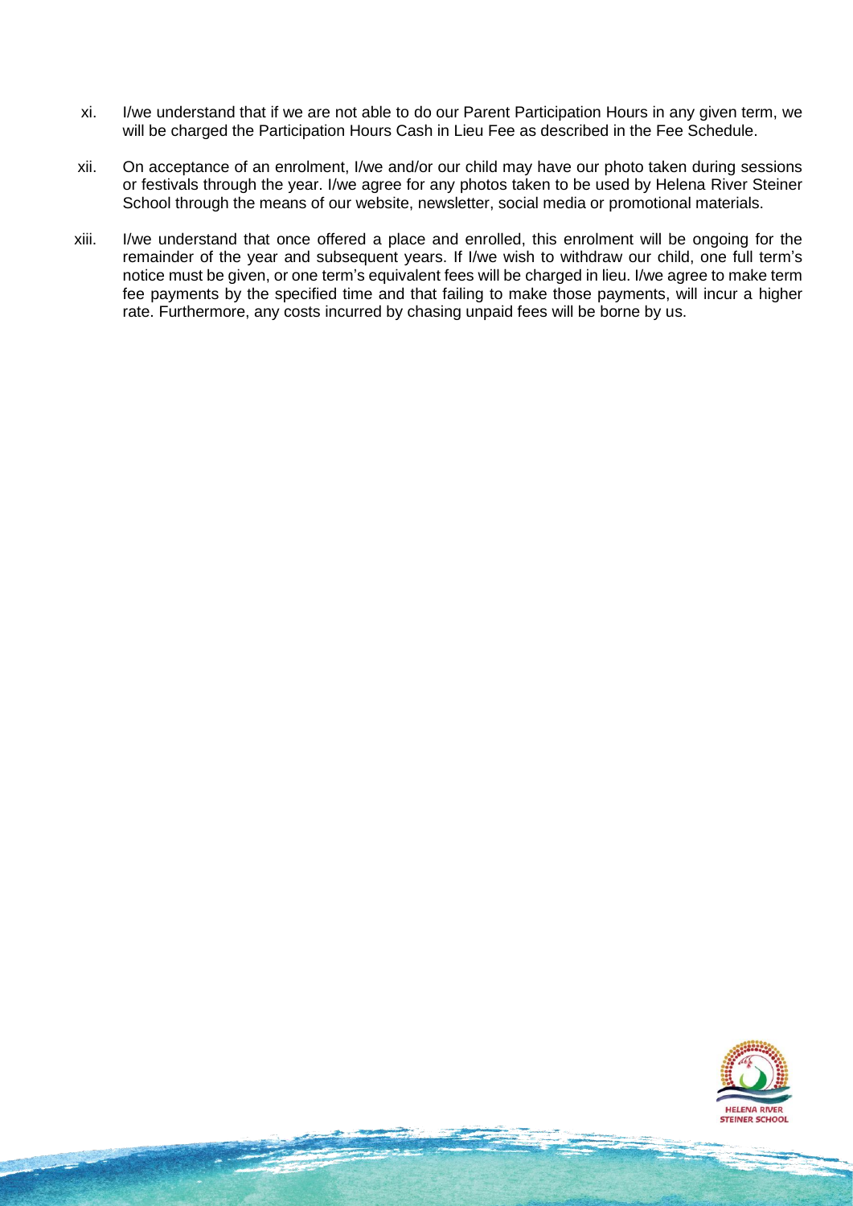xi. I/we understand that if we are not able to do our Parent Participation Hours in any given term, we will be charged the Participation Hours Cash in Lieu Fee as described in the Fee Schedule.

xii. On acceptance of an enrolment, I/we and/or our child may have our photo taken during sessions or festivals through the year. I/we agree for any photos taken to be used by Helena River Steiner School through the means of our website, newsletter, social media or promotional materials.

xiii. I/we understand that once offered a place and enrolled, this enrolment will be ongoing for the remainder of the year and subsequent years. If I/we wish to withdraw our child, one full term's notice must be given, or one term's equivalent fees will be charged in lieu. I/we agree to make term fee payments by the specified time and that failing to make those payments, will incur a higher rate. Furthermore, any costs incurred by chasing unpaid fees will be borne by us.